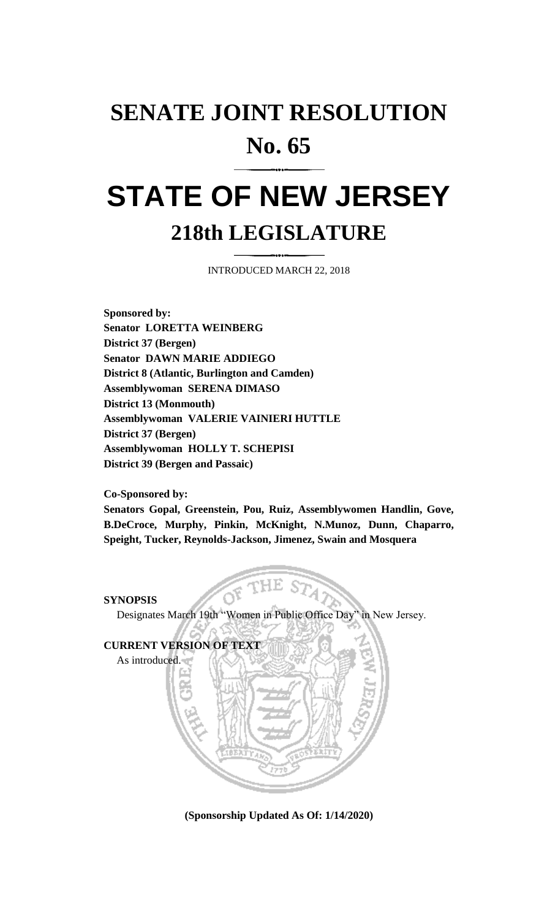# SENATE JOINT RESOLUTION

# No. 65

# STATE OF NEW JERSEY

## 218th LEGISLATURE

INTRODUCED MARCH 22, 2018

**Sponsored by:**
**Senator LORETTA WEINBERG**
**District 37 (Bergen)**
**Senator DAWN MARIE ADDIEGO**
**District 8 (Atlantic, Burlington and Camden)**
**Assemblywoman SERENA DIMASO**
**District 13 (Monmouth)**
**Assemblywoman VALERIE VAINIERI HUTTLE**
**District 37 (Bergen)**
**Assemblywoman HOLLY T. SCHEPISI**
**District 39 (Bergen and Passaic)**

**Co-Sponsored by:**
**Senators Gopal, Greenstein, Pou, Ruiz, Assemblywomen Handlin, Gove, B.DeCroce, Murphy, Pinkin, McKnight, N.Munoz, Dunn, Chaparro, Speight, Tucker, Reynolds-Jackson, Jimenez, Swain and Mosquera**

**SYNOPSIS**

Designates March 19th "Women in Public Office Day" in New Jersey.

**CURRENT VERSION OF TEXT**

As introduced.

**(Sponsorship Updated As Of: 1/14/2020)**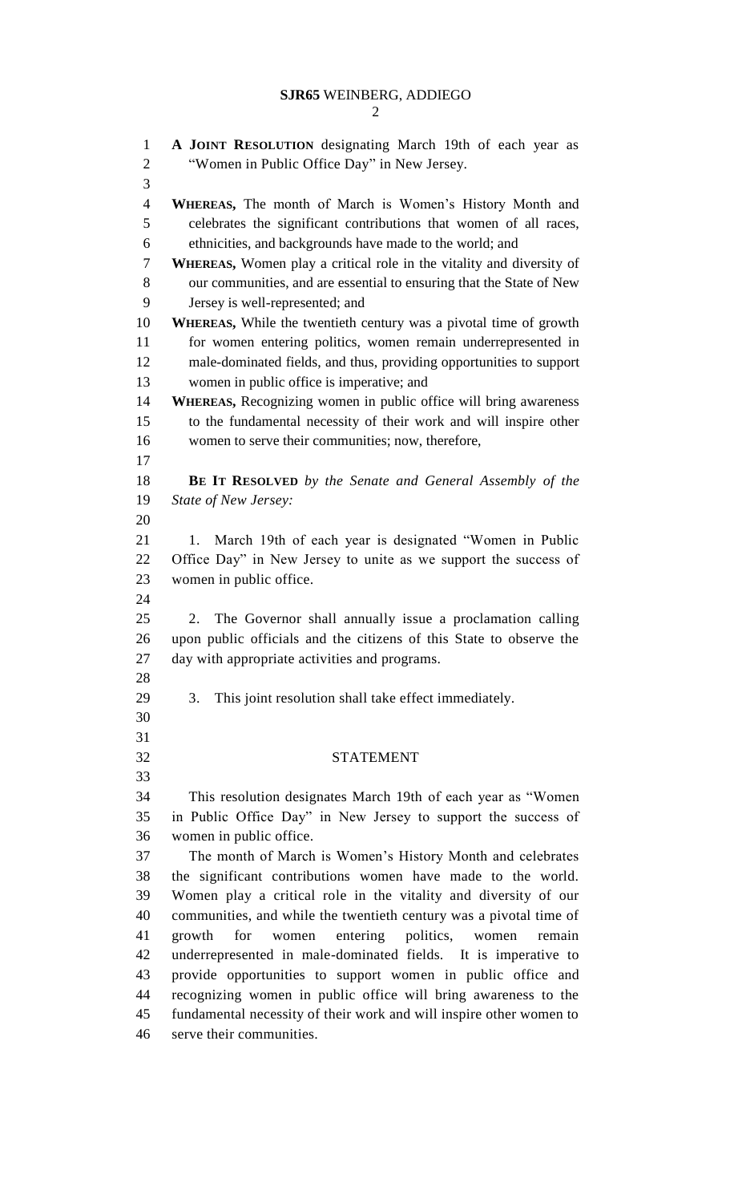**A JOINT RESOLUTION** designating March 19th of each year as "Women in Public Office Day" in New Jersey.

**WHEREAS,** The month of March is Women's History Month and celebrates the significant contributions that women of all races, ethnicities, and backgrounds have made to the world; and

**WHEREAS,** Women play a critical role in the vitality and diversity of our communities, and are essential to ensuring that the State of New Jersey is well-represented; and

**WHEREAS,** While the twentieth century was a pivotal time of growth for women entering politics, women remain underrepresented in male-dominated fields, and thus, providing opportunities to support women in public office is imperative; and

**WHEREAS,** Recognizing women in public office will bring awareness to the fundamental necessity of their work and will inspire other women to serve their communities; now, therefore,

**BE IT RESOLVED** *by the Senate and General Assembly of the State of New Jersey:*

1. March 19th of each year is designated "Women in Public Office Day" in New Jersey to unite as we support the success of women in public office.

2. The Governor shall annually issue a proclamation calling upon public officials and the citizens of this State to observe the day with appropriate activities and programs.

3. This joint resolution shall take effect immediately.

## STATEMENT

This resolution designates March 19th of each year as "Women in Public Office Day" in New Jersey to support the success of women in public office.

The month of March is Women's History Month and celebrates the significant contributions women have made to the world. Women play a critical role in the vitality and diversity of our communities, and while the twentieth century was a pivotal time of growth for women entering politics, women remain underrepresented in male-dominated fields. It is imperative to provide opportunities to support women in public office and recognizing women in public office will bring awareness to the fundamental necessity of their work and will inspire other women to serve their communities.